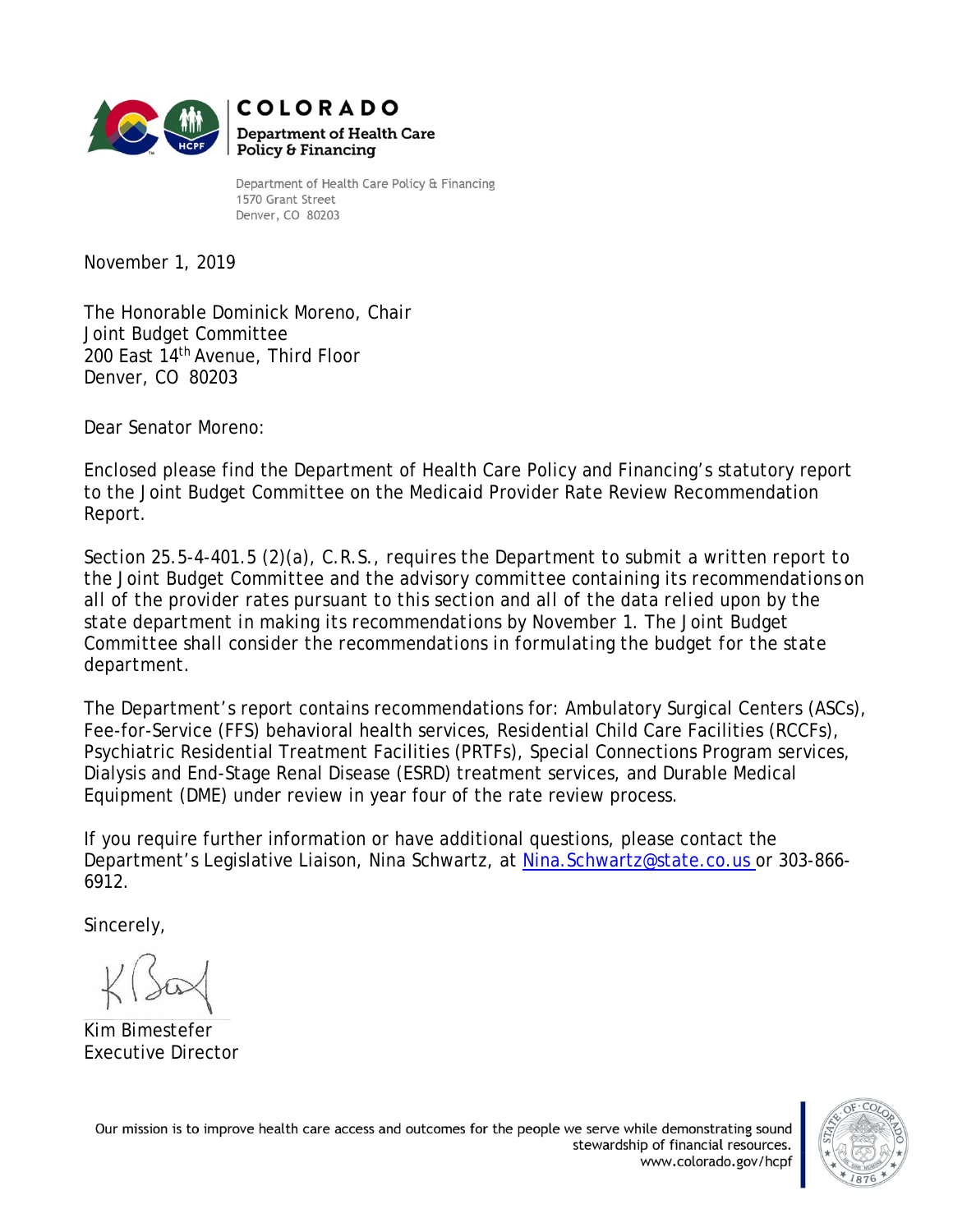**COLORADO**
**Department of Health Care Policy & Financing**

Department of Health Care Policy & Financing
1570 Grant Street
Denver, CO 80203

November 1, 2019

The Honorable Dominick Moreno, Chair
Joint Budget Committee
200 East 14th Avenue, Third Floor
Denver, CO 80203

Dear Senator Moreno:

Enclosed please find the Department of Health Care Policy and Financing's statutory report to the Joint Budget Committee on the Medicaid Provider Rate Review Recommendation Report.

Section 25.5-4-401.5 (2)(a), C.R.S., requires the Department to submit a written report to the Joint Budget Committee and the advisory committee containing its recommendations on all of the provider rates pursuant to this section and all of the data relied upon by the state department in making its recommendations by November 1. The Joint Budget Committee shall consider the recommendations in formulating the budget for the state department.

The Department's report contains recommendations for: Ambulatory Surgical Centers (ASCs), Fee-for-Service (FFS) behavioral health services, Residential Child Care Facilities (RCCFs), Psychiatric Residential Treatment Facilities (PRTFs), Special Connections Program services, Dialysis and End-Stage Renal Disease (ESRD) treatment services, and Durable Medical Equipment (DME) under review in year four of the rate review process.

If you require further information or have additional questions, please contact the Department's Legislative Liaison, Nina Schwartz, at Nina.Schwartz@state.co.us or 303-866-6912.

Sincerely,

Kim Bimestefer
Executive Director

Our mission is to improve health care access and outcomes for the people we serve while demonstrating sound stewardship of financial resources.
www.colorado.gov/hcpf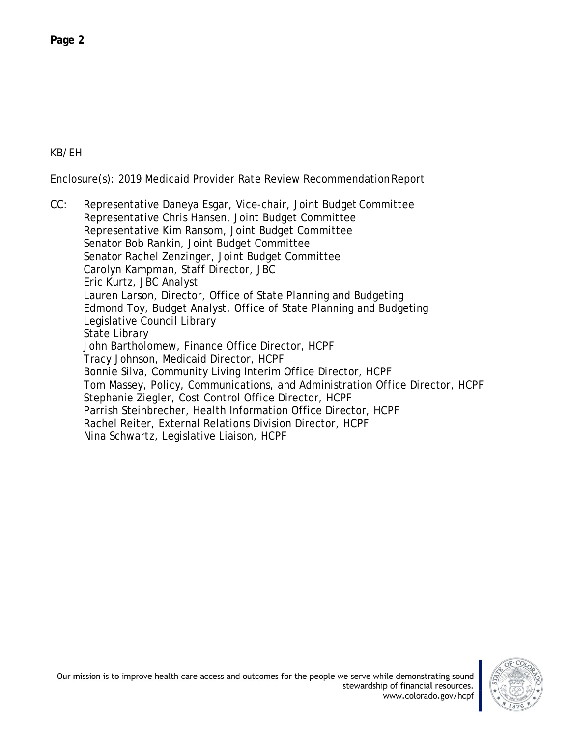KB/EH

Enclosure(s): 2019 Medicaid Provider Rate Review Recommendation Report

CC: Representative Daneya Esgar, Vice-chair, Joint Budget Committee
Representative Chris Hansen, Joint Budget Committee
Representative Kim Ransom, Joint Budget Committee
Senator Bob Rankin, Joint Budget Committee
Senator Rachel Zenzinger, Joint Budget Committee
Carolyn Kampman, Staff Director, JBC
Eric Kurtz, JBC Analyst
Lauren Larson, Director, Office of State Planning and Budgeting
Edmond Toy, Budget Analyst, Office of State Planning and Budgeting
Legislative Council Library
State Library
John Bartholomew, Finance Office Director, HCPF
Tracy Johnson, Medicaid Director, HCPF
Bonnie Silva, Community Living Interim Office Director, HCPF
Tom Massey, Policy, Communications, and Administration Office Director, HCPF
Stephanie Ziegler, Cost Control Office Director, HCPF
Parrish Steinbrecher, Health Information Office Director, HCPF
Rachel Reiter, External Relations Division Director, HCPF
Nina Schwartz, Legislative Liaison, HCPF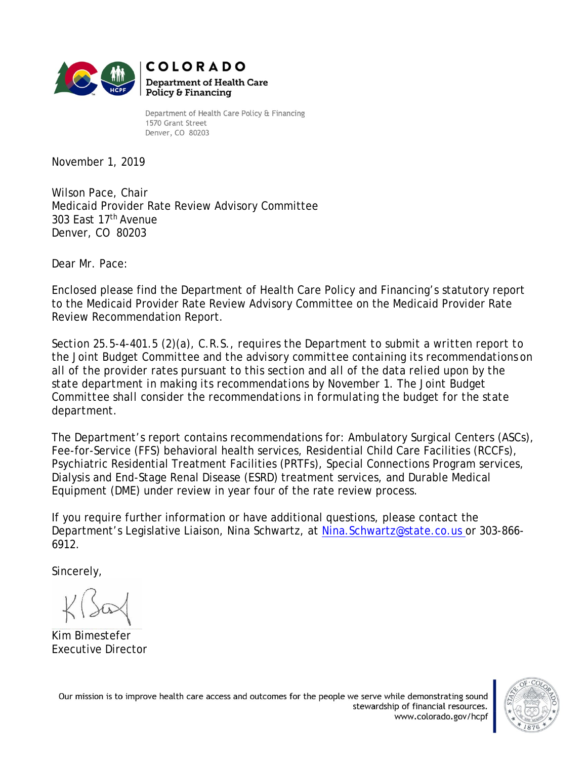**COLORADO**
**Department of Health Care Policy & Financing**

Department of Health Care Policy & Financing
1570 Grant Street
Denver, CO 80203

November 1, 2019

Wilson Pace, Chair
Medicaid Provider Rate Review Advisory Committee
303 East 17th Avenue
Denver, CO 80203

Dear Mr. Pace:

Enclosed please find the Department of Health Care Policy and Financing's statutory report to the Medicaid Provider Rate Review Advisory Committee on the Medicaid Provider Rate Review Recommendation Report.

Section 25.5-4-401.5 (2)(a), C.R.S., requires the Department to submit a written report to the Joint Budget Committee and the advisory committee containing its recommendations on all of the provider rates pursuant to this section and all of the data relied upon by the state department in making its recommendations by November 1. The Joint Budget Committee shall consider the recommendations in formulating the budget for the state department.

The Department's report contains recommendations for: Ambulatory Surgical Centers (ASCs), Fee-for-Service (FFS) behavioral health services, Residential Child Care Facilities (RCCFs), Psychiatric Residential Treatment Facilities (PRTFs), Special Connections Program services, Dialysis and End-Stage Renal Disease (ESRD) treatment services, and Durable Medical Equipment (DME) under review in year four of the rate review process.

If you require further information or have additional questions, please contact the Department's Legislative Liaison, Nina Schwartz, at Nina.Schwartz@state.co.us or 303-866-6912.

Sincerely,

Kim Bimestefer
Executive Director

Our mission is to improve health care access and outcomes for the people we serve while demonstrating sound stewardship of financial resources.
www.colorado.gov/hcpf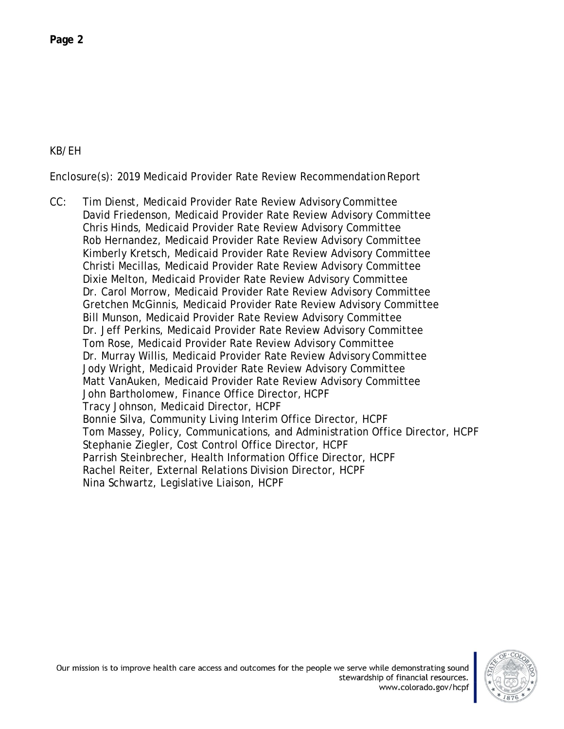KB/EH

Enclosure(s): 2019 Medicaid Provider Rate Review Recommendation Report

CC: Tim Dienst, Medicaid Provider Rate Review Advisory Committee
David Friedenson, Medicaid Provider Rate Review Advisory Committee
Chris Hinds, Medicaid Provider Rate Review Advisory Committee
Rob Hernandez, Medicaid Provider Rate Review Advisory Committee
Kimberly Kretsch, Medicaid Provider Rate Review Advisory Committee
Christi Mecillas, Medicaid Provider Rate Review Advisory Committee
Dixie Melton, Medicaid Provider Rate Review Advisory Committee
Dr. Carol Morrow, Medicaid Provider Rate Review Advisory Committee
Gretchen McGinnis, Medicaid Provider Rate Review Advisory Committee
Bill Munson, Medicaid Provider Rate Review Advisory Committee
Dr. Jeff Perkins, Medicaid Provider Rate Review Advisory Committee
Tom Rose, Medicaid Provider Rate Review Advisory Committee
Dr. Murray Willis, Medicaid Provider Rate Review Advisory Committee
Jody Wright, Medicaid Provider Rate Review Advisory Committee
Matt VanAuken, Medicaid Provider Rate Review Advisory Committee
John Bartholomew, Finance Office Director, HCPF
Tracy Johnson, Medicaid Director, HCPF
Bonnie Silva, Community Living Interim Office Director, HCPF
Tom Massey, Policy, Communications, and Administration Office Director, HCPF
Stephanie Ziegler, Cost Control Office Director, HCPF
Parrish Steinbrecher, Health Information Office Director, HCPF
Rachel Reiter, External Relations Division Director, HCPF
Nina Schwartz, Legislative Liaison, HCPF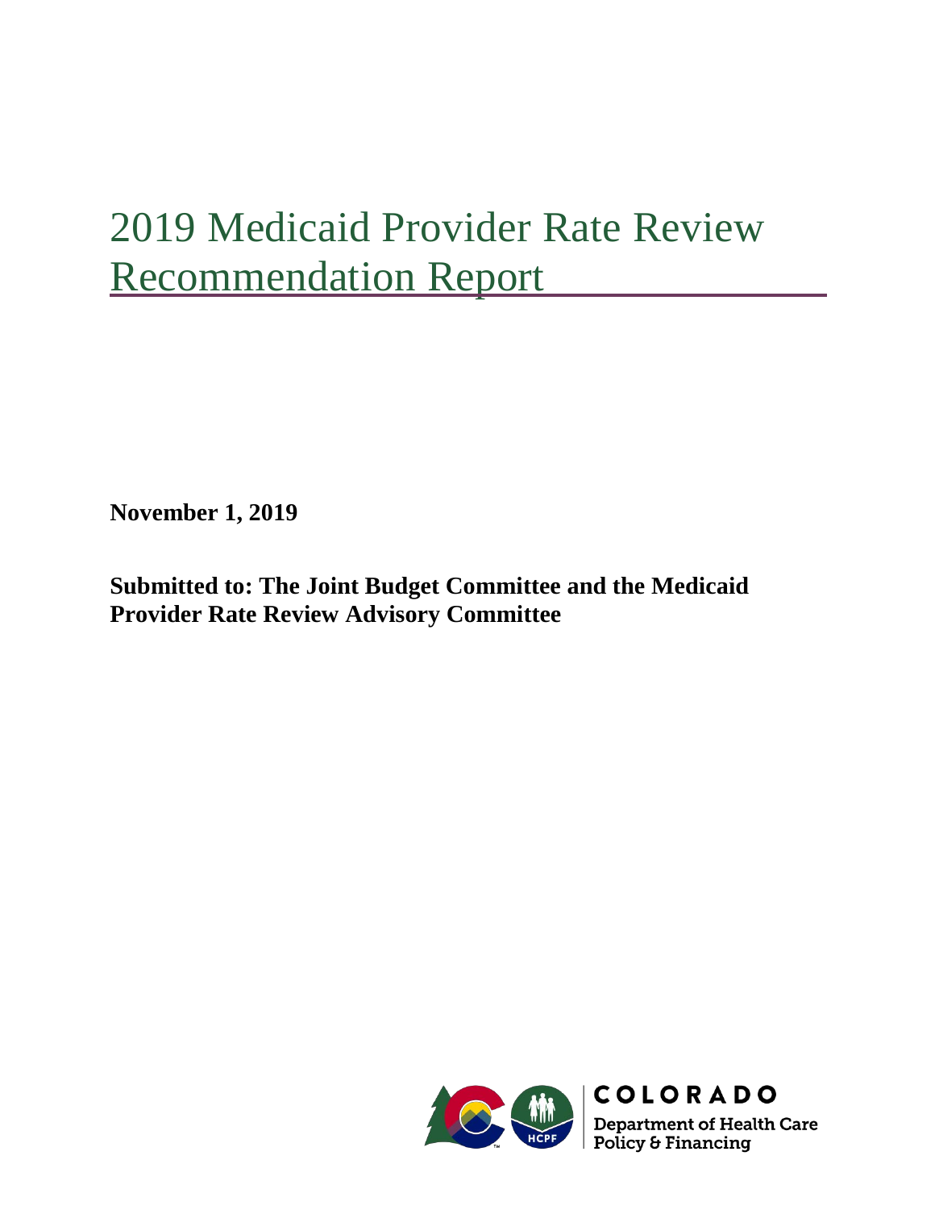# 2019 Medicaid Provider Rate Review Recommendation Report

**November 1, 2019**

**Submitted to: The Joint Budget Committee and the Medicaid Provider Rate Review Advisory Committee**

COLORADO

Department of Health Care Policy & Financing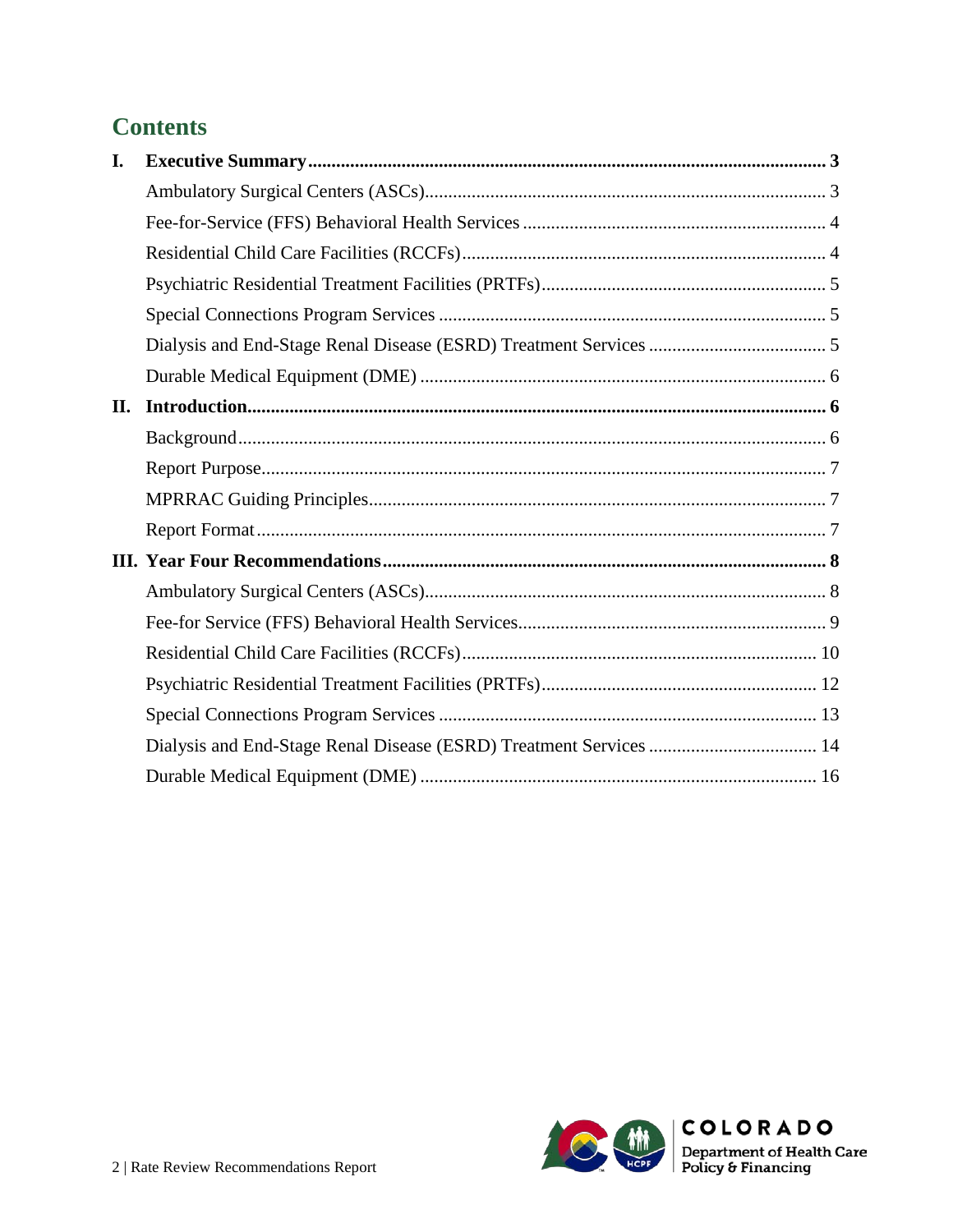# Contents

| | | |
|---|---|---|
| **I.** | **Executive Summary** | **3** |
| | Ambulatory Surgical Centers (ASCs) | 3 |
| | Fee-for-Service (FFS) Behavioral Health Services | 4 |
| | Residential Child Care Facilities (RCCFs) | 4 |
| | Psychiatric Residential Treatment Facilities (PRTFs) | 5 |
| | Special Connections Program Services | 5 |
| | Dialysis and End-Stage Renal Disease (ESRD) Treatment Services | 5 |
| | Durable Medical Equipment (DME) | 6 |
| **II.** | **Introduction** | **6** |
| | Background | 6 |
| | Report Purpose | 7 |
| | MPRRAC Guiding Principles | 7 |
| | Report Format | 7 |
| **III.** | **Year Four Recommendations** | **8** |
| | Ambulatory Surgical Centers (ASCs) | 8 |
| | Fee-for Service (FFS) Behavioral Health Services | 9 |
| | Residential Child Care Facilities (RCCFs) | 10 |
| | Psychiatric Residential Treatment Facilities (PRTFs) | 12 |
| | Special Connections Program Services | 13 |
| | Dialysis and End-Stage Renal Disease (ESRD) Treatment Services | 14 |
| | Durable Medical Equipment (DME) | 16 |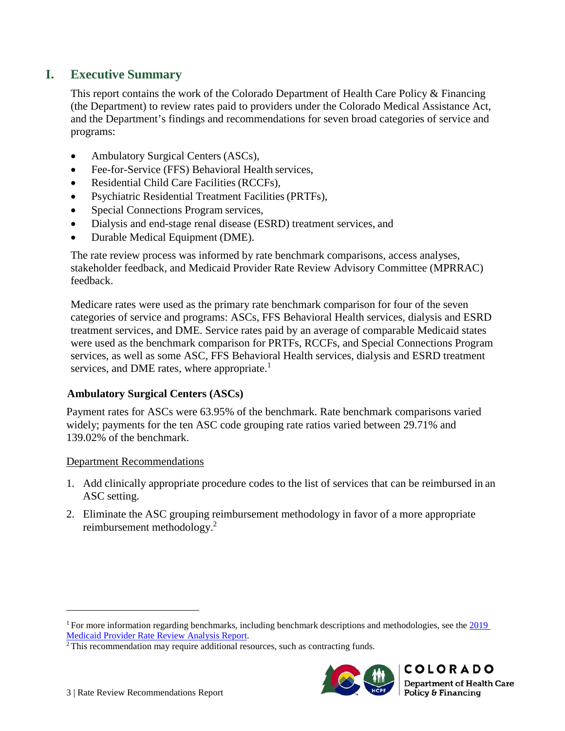# I. Executive Summary

This report contains the work of the Colorado Department of Health Care Policy & Financing (the Department) to review rates paid to providers under the Colorado Medical Assistance Act, and the Department's findings and recommendations for seven broad categories of service and programs:

- Ambulatory Surgical Centers (ASCs),
- Fee-for-Service (FFS) Behavioral Health services,
- Residential Child Care Facilities (RCCFs),
- Psychiatric Residential Treatment Facilities (PRTFs),
- Special Connections Program services,
- Dialysis and end-stage renal disease (ESRD) treatment services, and
- Durable Medical Equipment (DME).

The rate review process was informed by rate benchmark comparisons, access analyses, stakeholder feedback, and Medicaid Provider Rate Review Advisory Committee (MPRRAC) feedback.

Medicare rates were used as the primary rate benchmark comparison for four of the seven categories of service and programs: ASCs, FFS Behavioral Health services, dialysis and ESRD treatment services, and DME. Service rates paid by an average of comparable Medicaid states were used as the benchmark comparison for PRTFs, RCCFs, and Special Connections Program services, as well as some ASC, FFS Behavioral Health services, dialysis and ESRD treatment services, and DME rates, where appropriate.[1]

### Ambulatory Surgical Centers (ASCs)

Payment rates for ASCs were 63.95% of the benchmark. Rate benchmark comparisons varied widely; payments for the ten ASC code grouping rate ratios varied between 29.71% and 139.02% of the benchmark.

Department Recommendations

1. Add clinically appropriate procedure codes to the list of services that can be reimbursed in an ASC setting.
2. Eliminate the ASC grouping reimbursement methodology in favor of a more appropriate reimbursement methodology.[2]

---

[1] For more information regarding benchmarks, including benchmark descriptions and methodologies, see the 2019 Medicaid Provider Rate Review Analysis Report.

[2] This recommendation may require additional resources, such as contracting funds.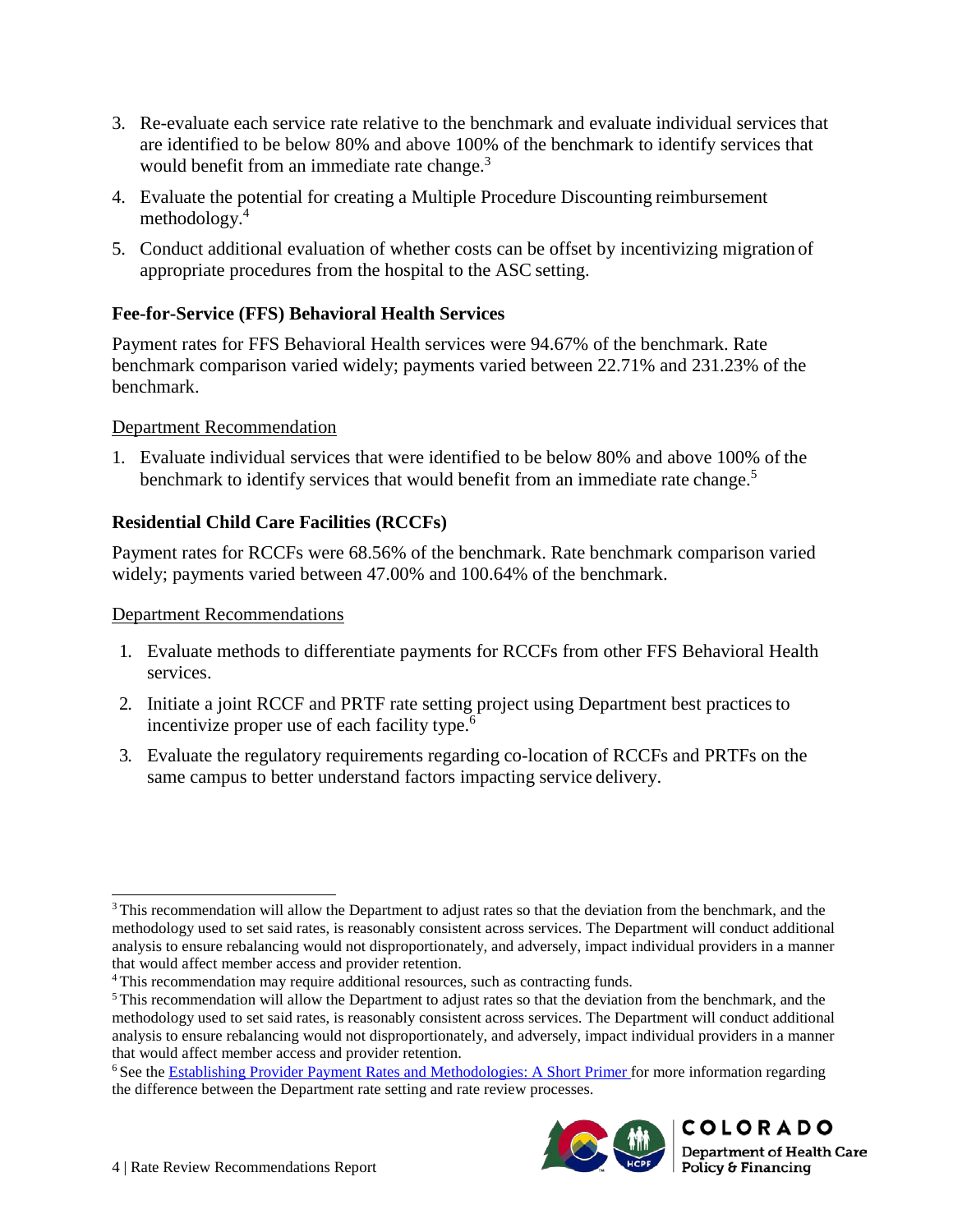3. Re-evaluate each service rate relative to the benchmark and evaluate individual services that are identified to be below 80% and above 100% of the benchmark to identify services that would benefit from an immediate rate change.[3]
4. Evaluate the potential for creating a Multiple Procedure Discounting reimbursement methodology.[4]
5. Conduct additional evaluation of whether costs can be offset by incentivizing migration of appropriate procedures from the hospital to the ASC setting.

### Fee-for-Service (FFS) Behavioral Health Services

Payment rates for FFS Behavioral Health services were 94.67% of the benchmark. Rate benchmark comparison varied widely; payments varied between 22.71% and 231.23% of the benchmark.

Department Recommendation

1. Evaluate individual services that were identified to be below 80% and above 100% of the benchmark to identify services that would benefit from an immediate rate change.[5]

### Residential Child Care Facilities (RCCFs)

Payment rates for RCCFs were 68.56% of the benchmark. Rate benchmark comparison varied widely; payments varied between 47.00% and 100.64% of the benchmark.

Department Recommendations

1. Evaluate methods to differentiate payments for RCCFs from other FFS Behavioral Health services.
2. Initiate a joint RCCF and PRTF rate setting project using Department best practices to incentivize proper use of each facility type.[6]
3. Evaluate the regulatory requirements regarding co-location of RCCFs and PRTFs on the same campus to better understand factors impacting service delivery.

---

[3] This recommendation will allow the Department to adjust rates so that the deviation from the benchmark, and the methodology used to set said rates, is reasonably consistent across services. The Department will conduct additional analysis to ensure rebalancing would not disproportionately, and adversely, impact individual providers in a manner that would affect member access and provider retention.

[4] This recommendation may require additional resources, such as contracting funds.

[5] This recommendation will allow the Department to adjust rates so that the deviation from the benchmark, and the methodology used to set said rates, is reasonably consistent across services. The Department will conduct additional analysis to ensure rebalancing would not disproportionately, and adversely, impact individual providers in a manner that would affect member access and provider retention.

[6] See the Establishing Provider Payment Rates and Methodologies: A Short Primer for more information regarding the difference between the Department rate setting and rate review processes.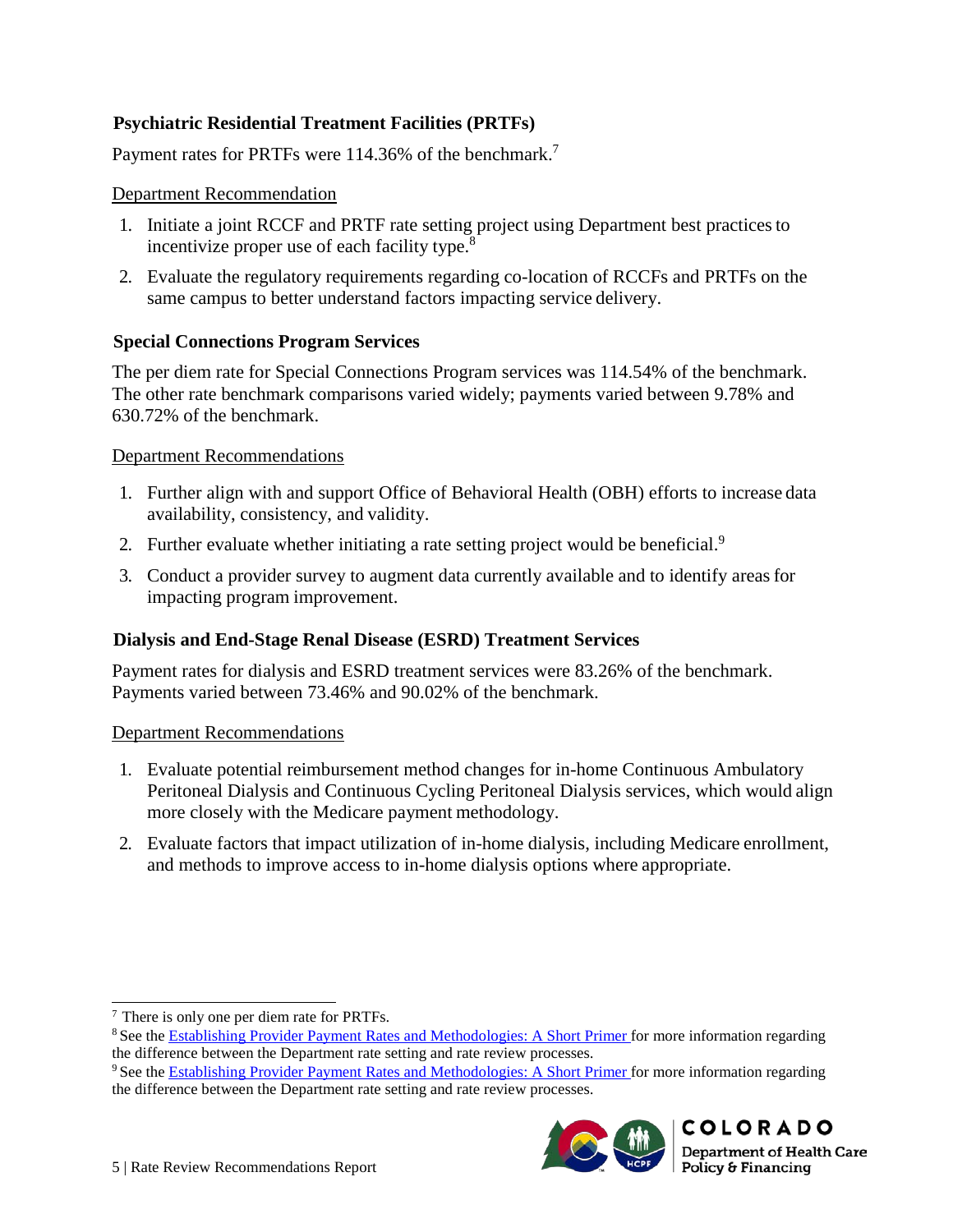### Psychiatric Residential Treatment Facilities (PRTFs)

Payment rates for PRTFs were 114.36% of the benchmark.[7]

Department Recommendation

1. Initiate a joint RCCF and PRTF rate setting project using Department best practices to incentivize proper use of each facility type.[8]
2. Evaluate the regulatory requirements regarding co-location of RCCFs and PRTFs on the same campus to better understand factors impacting service delivery.

### Special Connections Program Services

The per diem rate for Special Connections Program services was 114.54% of the benchmark. The other rate benchmark comparisons varied widely; payments varied between 9.78% and 630.72% of the benchmark.

Department Recommendations

1. Further align with and support Office of Behavioral Health (OBH) efforts to increase data availability, consistency, and validity.
2. Further evaluate whether initiating a rate setting project would be beneficial.[9]
3. Conduct a provider survey to augment data currently available and to identify areas for impacting program improvement.

### Dialysis and End-Stage Renal Disease (ESRD) Treatment Services

Payment rates for dialysis and ESRD treatment services were 83.26% of the benchmark. Payments varied between 73.46% and 90.02% of the benchmark.

Department Recommendations

1. Evaluate potential reimbursement method changes for in-home Continuous Ambulatory Peritoneal Dialysis and Continuous Cycling Peritoneal Dialysis services, which would align more closely with the Medicare payment methodology.
2. Evaluate factors that impact utilization of in-home dialysis, including Medicare enrollment, and methods to improve access to in-home dialysis options where appropriate.

---

[7] There is only one per diem rate for PRTFs.

[8] See the [Establishing Provider Payment Rates and Methodologies: A Short Primer](#) for more information regarding the difference between the Department rate setting and rate review processes.

[9] See the [Establishing Provider Payment Rates and Methodologies: A Short Primer](#) for more information regarding the difference between the Department rate setting and rate review processes.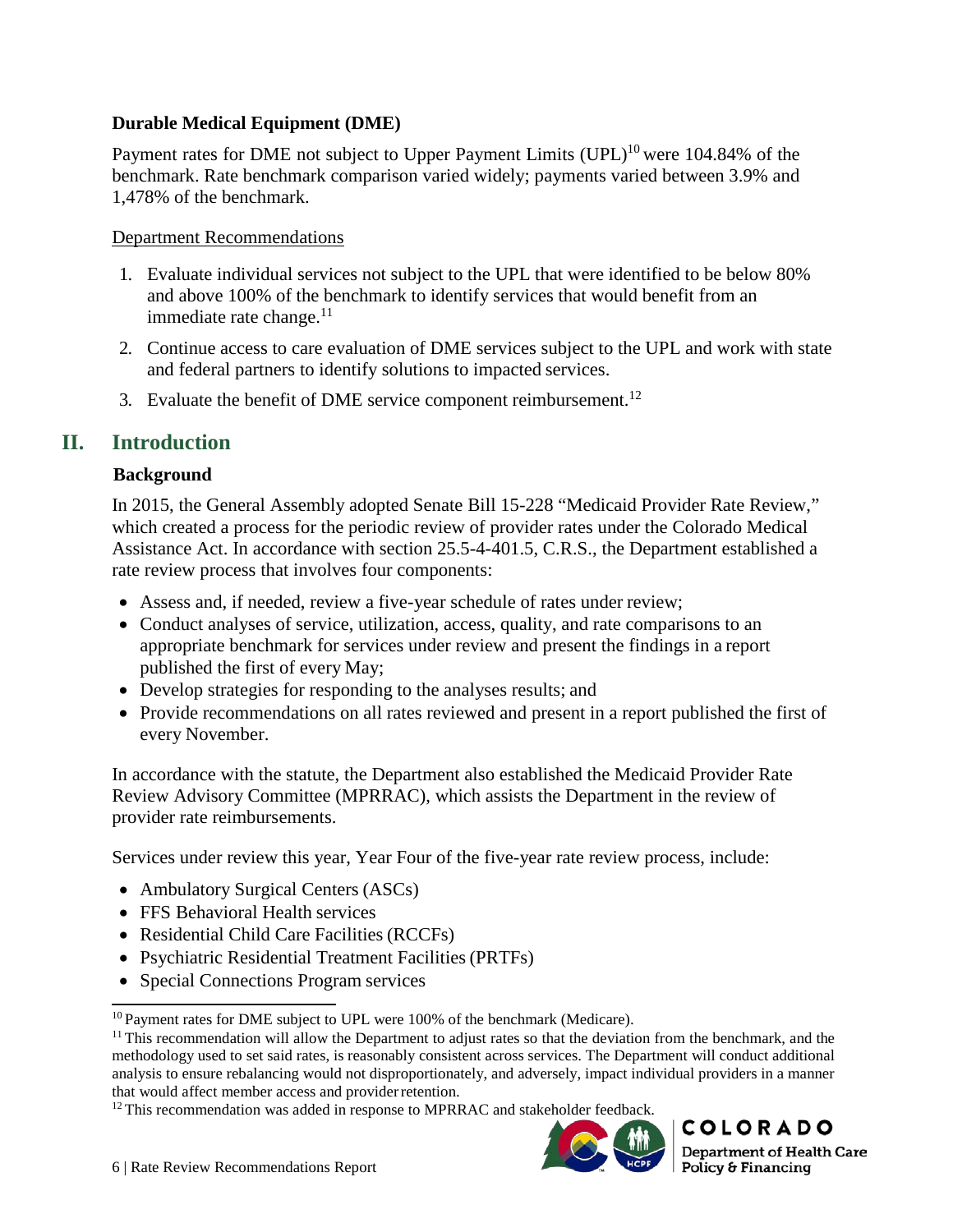**Durable Medical Equipment (DME)**

Payment rates for DME not subject to Upper Payment Limits (UPL)[10] were 104.84% of the benchmark. Rate benchmark comparison varied widely; payments varied between 3.9% and 1,478% of the benchmark.

Department Recommendations

1. Evaluate individual services not subject to the UPL that were identified to be below 80% and above 100% of the benchmark to identify services that would benefit from an immediate rate change.[11]
2. Continue access to care evaluation of DME services subject to the UPL and work with state and federal partners to identify solutions to impacted services.
3. Evaluate the benefit of DME service component reimbursement.[12]

## II. Introduction

### Background

In 2015, the General Assembly adopted Senate Bill 15-228 "Medicaid Provider Rate Review," which created a process for the periodic review of provider rates under the Colorado Medical Assistance Act. In accordance with section 25.5-4-401.5, C.R.S., the Department established a rate review process that involves four components:

- Assess and, if needed, review a five-year schedule of rates under review;
- Conduct analyses of service, utilization, access, quality, and rate comparisons to an appropriate benchmark for services under review and present the findings in a report published the first of every May;
- Develop strategies for responding to the analyses results; and
- Provide recommendations on all rates reviewed and present in a report published the first of every November.

In accordance with the statute, the Department also established the Medicaid Provider Rate Review Advisory Committee (MPRRAC), which assists the Department in the review of provider rate reimbursements.

Services under review this year, Year Four of the five-year rate review process, include:

- Ambulatory Surgical Centers (ASCs)
- FFS Behavioral Health services
- Residential Child Care Facilities (RCCFs)
- Psychiatric Residential Treatment Facilities (PRTFs)
- Special Connections Program services

[10] Payment rates for DME subject to UPL were 100% of the benchmark (Medicare).

[11] This recommendation will allow the Department to adjust rates so that the deviation from the benchmark, and the methodology used to set said rates, is reasonably consistent across services. The Department will conduct additional analysis to ensure rebalancing would not disproportionately, and adversely, impact individual providers in a manner that would affect member access and provider retention.

[12] This recommendation was added in response to MPRRAC and stakeholder feedback.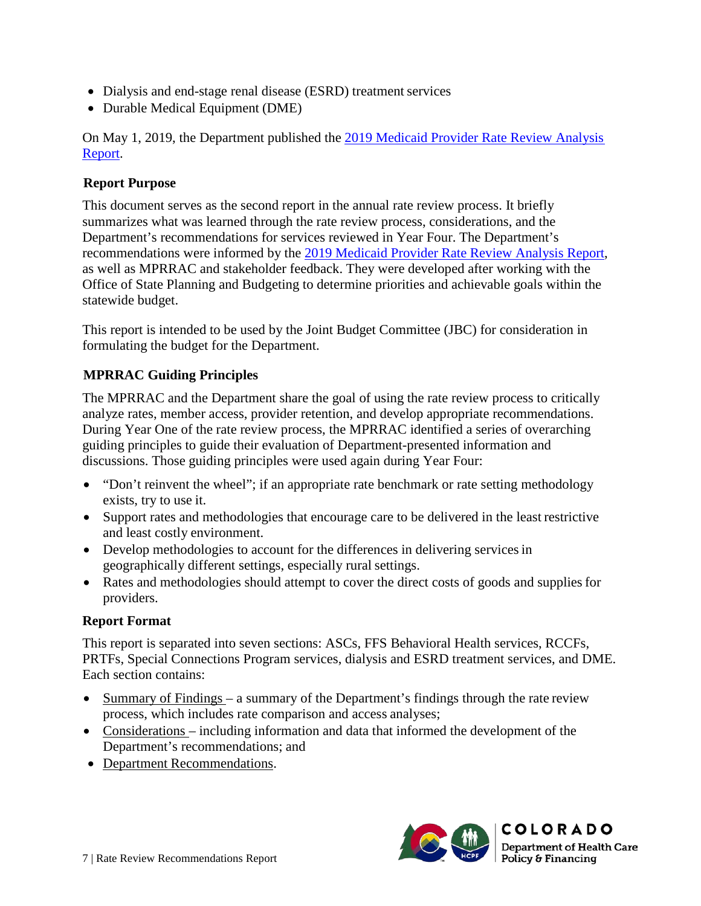- Dialysis and end-stage renal disease (ESRD) treatment services
- Durable Medical Equipment (DME)

On May 1, 2019, the Department published the [2019 Medicaid Provider Rate Review Analysis Report](#).

### Report Purpose

This document serves as the second report in the annual rate review process. It briefly summarizes what was learned through the rate review process, considerations, and the Department's recommendations for services reviewed in Year Four. The Department's recommendations were informed by the [2019 Medicaid Provider Rate Review Analysis Report](#), as well as MPRRAC and stakeholder feedback. They were developed after working with the Office of State Planning and Budgeting to determine priorities and achievable goals within the statewide budget.

This report is intended to be used by the Joint Budget Committee (JBC) for consideration in formulating the budget for the Department.

### MPRRAC Guiding Principles

The MPRRAC and the Department share the goal of using the rate review process to critically analyze rates, member access, provider retention, and develop appropriate recommendations. During Year One of the rate review process, the MPRRAC identified a series of overarching guiding principles to guide their evaluation of Department-presented information and discussions. Those guiding principles were used again during Year Four:

- "Don't reinvent the wheel"; if an appropriate rate benchmark or rate setting methodology exists, try to use it.
- Support rates and methodologies that encourage care to be delivered in the least restrictive and least costly environment.
- Develop methodologies to account for the differences in delivering services in geographically different settings, especially rural settings.
- Rates and methodologies should attempt to cover the direct costs of goods and supplies for providers.

### Report Format

This report is separated into seven sections: ASCs, FFS Behavioral Health services, RCCFs, PRTFs, Special Connections Program services, dialysis and ESRD treatment services, and DME. Each section contains:

- Summary of Findings – a summary of the Department's findings through the rate review process, which includes rate comparison and access analyses;
- Considerations – including information and data that informed the development of the Department's recommendations; and
- Department Recommendations.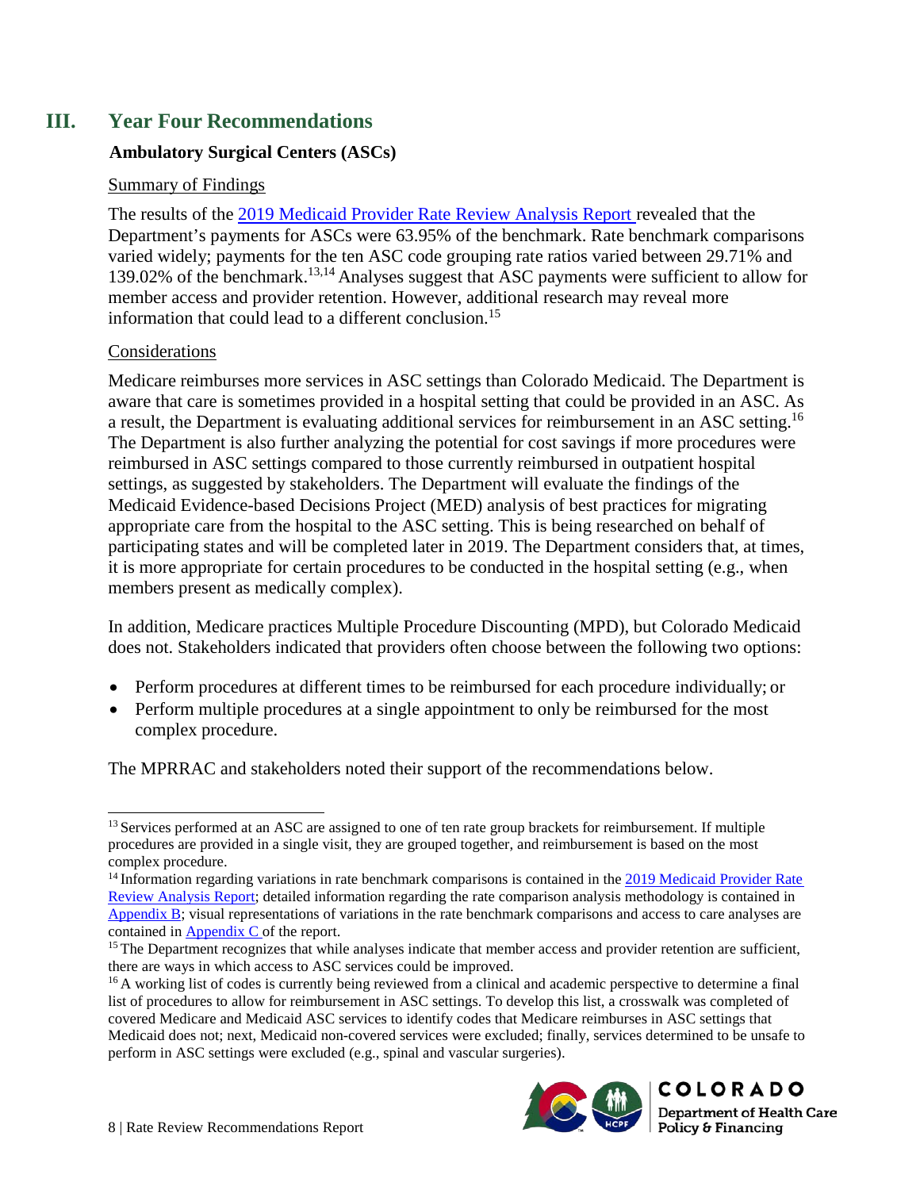# III. Year Four Recommendations

### Ambulatory Surgical Centers (ASCs)

Summary of Findings

The results of the [2019 Medicaid Provider Rate Review Analysis Report](#) revealed that the Department's payments for ASCs were 63.95% of the benchmark. Rate benchmark comparisons varied widely; payments for the ten ASC code grouping rate ratios varied between 29.71% and 139.02% of the benchmark.[13,14] Analyses suggest that ASC payments were sufficient to allow for member access and provider retention. However, additional research may reveal more information that could lead to a different conclusion.[15]

Considerations

Medicare reimburses more services in ASC settings than Colorado Medicaid. The Department is aware that care is sometimes provided in a hospital setting that could be provided in an ASC. As a result, the Department is evaluating additional services for reimbursement in an ASC setting.[16] The Department is also further analyzing the potential for cost savings if more procedures were reimbursed in ASC settings compared to those currently reimbursed in outpatient hospital settings, as suggested by stakeholders. The Department will evaluate the findings of the Medicaid Evidence-based Decisions Project (MED) analysis of best practices for migrating appropriate care from the hospital to the ASC setting. This is being researched on behalf of participating states and will be completed later in 2019. The Department considers that, at times, it is more appropriate for certain procedures to be conducted in the hospital setting (e.g., when members present as medically complex).

In addition, Medicare practices Multiple Procedure Discounting (MPD), but Colorado Medicaid does not. Stakeholders indicated that providers often choose between the following two options:

- Perform procedures at different times to be reimbursed for each procedure individually; or
- Perform multiple procedures at a single appointment to only be reimbursed for the most complex procedure.

The MPRRAC and stakeholders noted their support of the recommendations below.

---

[13] Services performed at an ASC are assigned to one of ten rate group brackets for reimbursement. If multiple procedures are provided in a single visit, they are grouped together, and reimbursement is based on the most complex procedure.

[14] Information regarding variations in rate benchmark comparisons is contained in the [2019 Medicaid Provider Rate Review Analysis Report](#); detailed information regarding the rate comparison analysis methodology is contained in [Appendix B](#); visual representations of variations in the rate benchmark comparisons and access to care analyses are contained in [Appendix C](#) of the report.

[15] The Department recognizes that while analyses indicate that member access and provider retention are sufficient, there are ways in which access to ASC services could be improved.

[16] A working list of codes is currently being reviewed from a clinical and academic perspective to determine a final list of procedures to allow for reimbursement in ASC settings. To develop this list, a crosswalk was completed of covered Medicare and Medicaid ASC services to identify codes that Medicare reimburses in ASC settings that Medicaid does not; next, Medicaid non-covered services were excluded; finally, services determined to be unsafe to perform in ASC settings were excluded (e.g., spinal and vascular surgeries).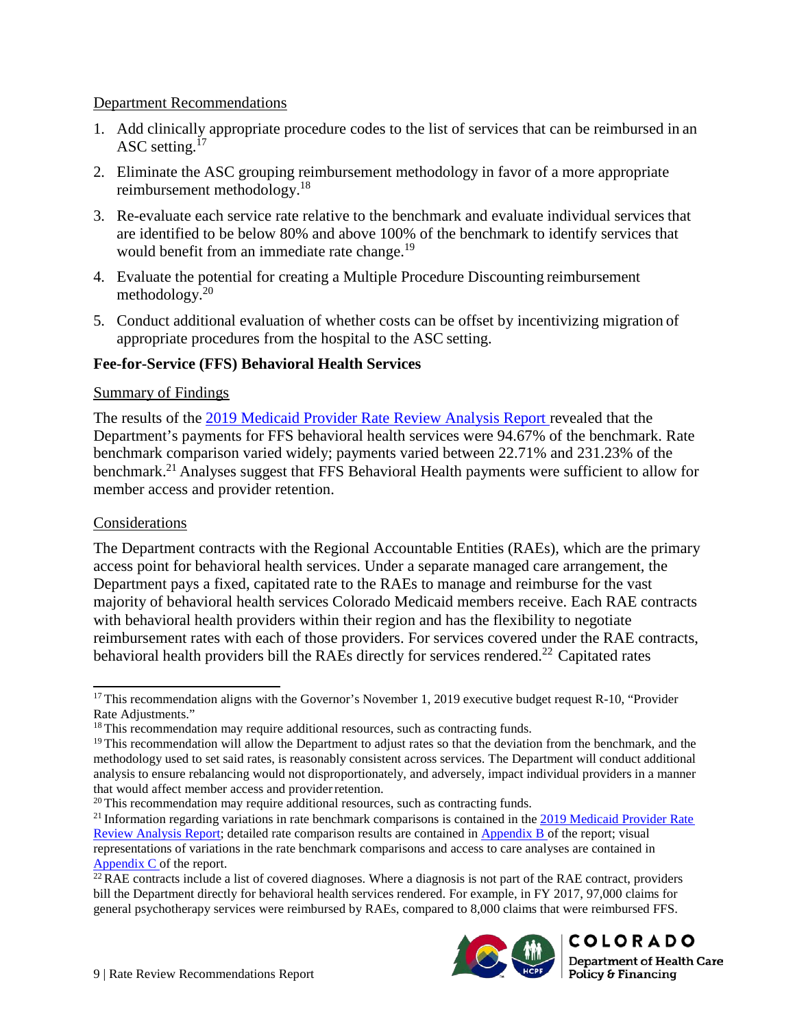Department Recommendations

1. Add clinically appropriate procedure codes to the list of services that can be reimbursed in an ASC setting.[17]
2. Eliminate the ASC grouping reimbursement methodology in favor of a more appropriate reimbursement methodology.[18]
3. Re-evaluate each service rate relative to the benchmark and evaluate individual services that are identified to be below 80% and above 100% of the benchmark to identify services that would benefit from an immediate rate change.[19]
4. Evaluate the potential for creating a Multiple Procedure Discounting reimbursement methodology.[20]
5. Conduct additional evaluation of whether costs can be offset by incentivizing migration of appropriate procedures from the hospital to the ASC setting.

**Fee-for-Service (FFS) Behavioral Health Services**

Summary of Findings

The results of the [2019 Medicaid Provider Rate Review Analysis Report](#) revealed that the Department's payments for FFS behavioral health services were 94.67% of the benchmark. Rate benchmark comparison varied widely; payments varied between 22.71% and 231.23% of the benchmark.[21] Analyses suggest that FFS Behavioral Health payments were sufficient to allow for member access and provider retention.

Considerations

The Department contracts with the Regional Accountable Entities (RAEs), which are the primary access point for behavioral health services. Under a separate managed care arrangement, the Department pays a fixed, capitated rate to the RAEs to manage and reimburse for the vast majority of behavioral health services Colorado Medicaid members receive. Each RAE contracts with behavioral health providers within their region and has the flexibility to negotiate reimbursement rates with each of those providers. For services covered under the RAE contracts, behavioral health providers bill the RAEs directly for services rendered.[22] Capitated rates

---

[17] This recommendation aligns with the Governor's November 1, 2019 executive budget request R-10, "Provider Rate Adjustments."

[18] This recommendation may require additional resources, such as contracting funds.

[19] This recommendation will allow the Department to adjust rates so that the deviation from the benchmark, and the methodology used to set said rates, is reasonably consistent across services. The Department will conduct additional analysis to ensure rebalancing would not disproportionately, and adversely, impact individual providers in a manner that would affect member access and provider retention.

[20] This recommendation may require additional resources, such as contracting funds.

[21] Information regarding variations in rate benchmark comparisons is contained in the [2019 Medicaid Provider Rate Review Analysis Report](#); detailed rate comparison results are contained in [Appendix B](#) of the report; visual representations of variations in the rate benchmark comparisons and access to care analyses are contained in [Appendix C](#) of the report.

[22] RAE contracts include a list of covered diagnoses. Where a diagnosis is not part of the RAE contract, providers bill the Department directly for behavioral health services rendered. For example, in FY 2017, 97,000 claims for general psychotherapy services were reimbursed by RAEs, compared to 8,000 claims that were reimbursed FFS.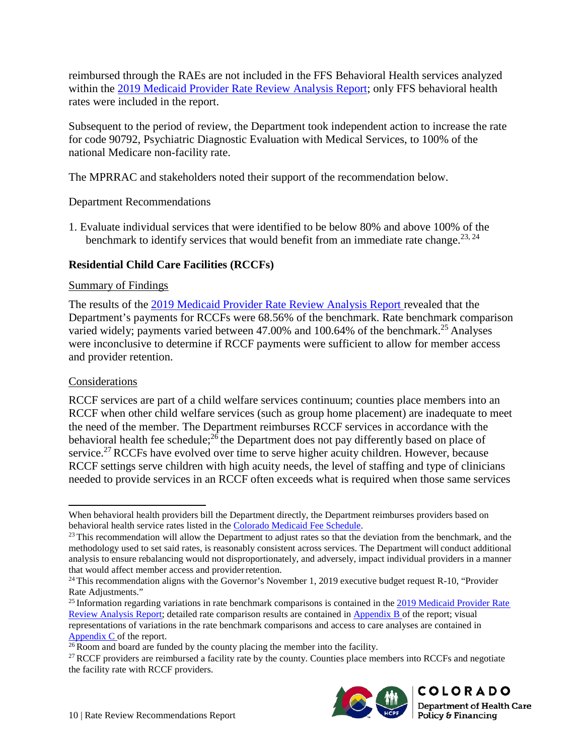reimbursed through the RAEs are not included in the FFS Behavioral Health services analyzed within the [2019 Medicaid Provider Rate Review Analysis Report](); only FFS behavioral health rates were included in the report.

Subsequent to the period of review, the Department took independent action to increase the rate for code 90792, Psychiatric Diagnostic Evaluation with Medical Services, to 100% of the national Medicare non-facility rate.

The MPRRAC and stakeholders noted their support of the recommendation below.

Department Recommendations

1. Evaluate individual services that were identified to be below 80% and above 100% of the benchmark to identify services that would benefit from an immediate rate change.[23, 24]

### Residential Child Care Facilities (RCCFs)

Summary of Findings

The results of the 2019 Medicaid Provider Rate Review Analysis Report revealed that the Department's payments for RCCFs were 68.56% of the benchmark. Rate benchmark comparison varied widely; payments varied between 47.00% and 100.64% of the benchmark.[25] Analyses were inconclusive to determine if RCCF payments were sufficient to allow for member access and provider retention.

Considerations

RCCF services are part of a child welfare services continuum; counties place members into an RCCF when other child welfare services (such as group home placement) are inadequate to meet the need of the member. The Department reimburses RCCF services in accordance with the behavioral health fee schedule;[26] the Department does not pay differently based on place of service.[27] RCCFs have evolved over time to serve higher acuity children. However, because RCCF settings serve children with high acuity needs, the level of staffing and type of clinicians needed to provide services in an RCCF often exceeds what is required when those same services

---

When behavioral health providers bill the Department directly, the Department reimburses providers based on behavioral health service rates listed in the Colorado Medicaid Fee Schedule.

[23] This recommendation will allow the Department to adjust rates so that the deviation from the benchmark, and the methodology used to set said rates, is reasonably consistent across services. The Department will conduct additional analysis to ensure rebalancing would not disproportionately, and adversely, impact individual providers in a manner that would affect member access and provider retention.

[24] This recommendation aligns with the Governor's November 1, 2019 executive budget request R-10, "Provider Rate Adjustments."

[25] Information regarding variations in rate benchmark comparisons is contained in the 2019 Medicaid Provider Rate Review Analysis Report; detailed rate comparison results are contained in Appendix B of the report; visual representations of variations in the rate benchmark comparisons and access to care analyses are contained in Appendix C of the report.

[26] Room and board are funded by the county placing the member into the facility.

[27] RCCF providers are reimbursed a facility rate by the county. Counties place members into RCCFs and negotiate the facility rate with RCCF providers.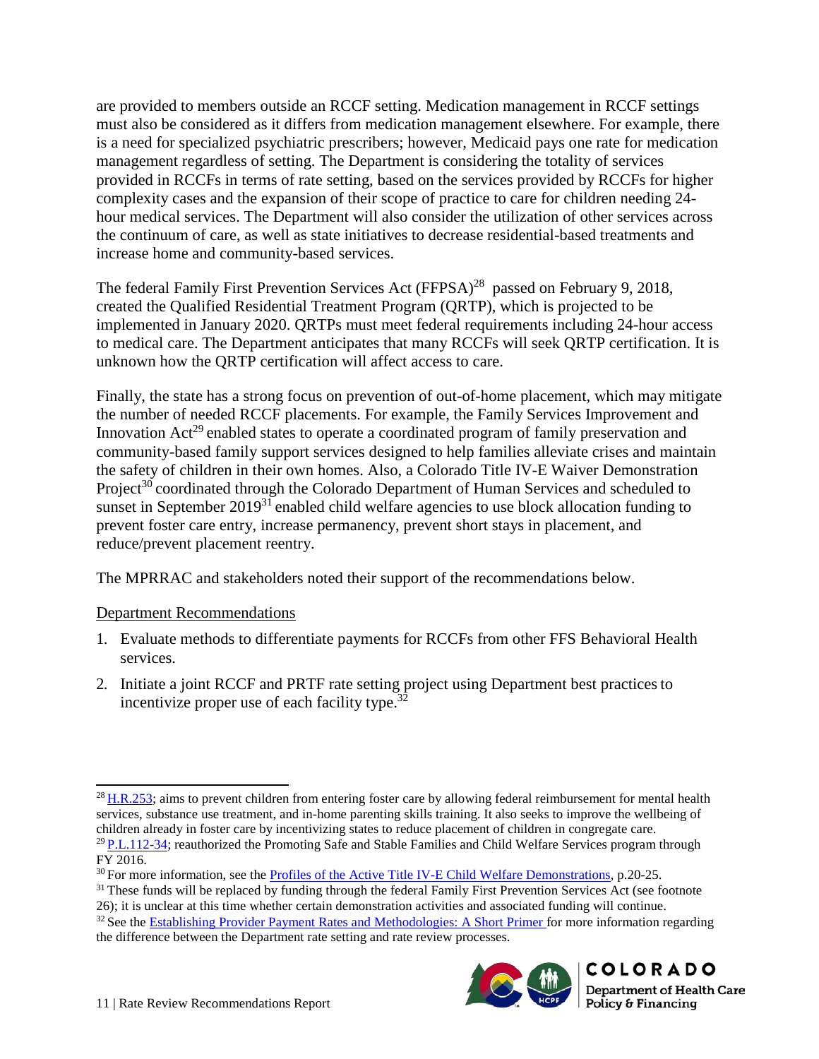are provided to members outside an RCCF setting. Medication management in RCCF settings must also be considered as it differs from medication management elsewhere. For example, there is a need for specialized psychiatric prescribers; however, Medicaid pays one rate for medication management regardless of setting. The Department is considering the totality of services provided in RCCFs in terms of rate setting, based on the services provided by RCCFs for higher complexity cases and the expansion of their scope of practice to care for children needing 24-hour medical services. The Department will also consider the utilization of other services across the continuum of care, as well as state initiatives to decrease residential-based treatments and increase home and community-based services.

The federal Family First Prevention Services Act (FFPSA)[28] passed on February 9, 2018, created the Qualified Residential Treatment Program (QRTP), which is projected to be implemented in January 2020. QRTPs must meet federal requirements including 24-hour access to medical care. The Department anticipates that many RCCFs will seek QRTP certification. It is unknown how the QRTP certification will affect access to care.

Finally, the state has a strong focus on prevention of out-of-home placement, which may mitigate the number of needed RCCF placements. For example, the Family Services Improvement and Innovation Act[29] enabled states to operate a coordinated program of family preservation and community-based family support services designed to help families alleviate crises and maintain the safety of children in their own homes. Also, a Colorado Title IV-E Waiver Demonstration Project[30] coordinated through the Colorado Department of Human Services and scheduled to sunset in September 2019[31] enabled child welfare agencies to use block allocation funding to prevent foster care entry, increase permanency, prevent short stays in placement, and reduce/prevent placement reentry.

The MPRRAC and stakeholders noted their support of the recommendations below.

Department Recommendations

1. Evaluate methods to differentiate payments for RCCFs from other FFS Behavioral Health services.
2. Initiate a joint RCCF and PRTF rate setting project using Department best practices to incentivize proper use of each facility type.[32]

---

[28] H.R.253; aims to prevent children from entering foster care by allowing federal reimbursement for mental health services, substance use treatment, and in-home parenting skills training. It also seeks to improve the wellbeing of children already in foster care by incentivizing states to reduce placement of children in congregate care.

[29] P.L.112-34; reauthorized the Promoting Safe and Stable Families and Child Welfare Services program through FY 2016.

[30] For more information, see the Profiles of the Active Title IV-E Child Welfare Demonstrations, p.20-25.

[31] These funds will be replaced by funding through the federal Family First Prevention Services Act (see footnote 26); it is unclear at this time whether certain demonstration activities and associated funding will continue.

[32] See the Establishing Provider Payment Rates and Methodologies: A Short Primer for more information regarding the difference between the Department rate setting and rate review processes.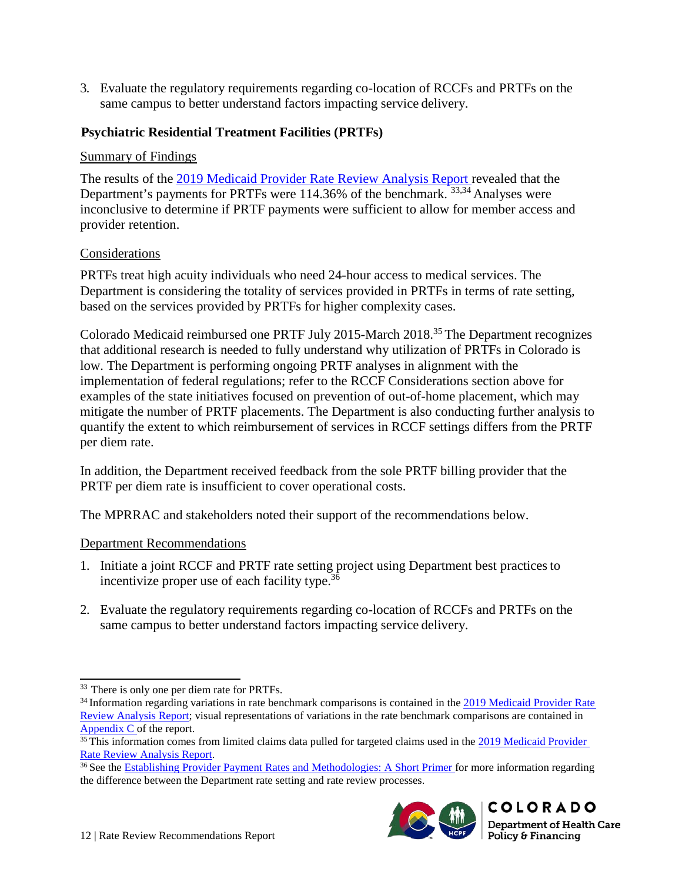3. Evaluate the regulatory requirements regarding co-location of RCCFs and PRTFs on the same campus to better understand factors impacting service delivery.

### Psychiatric Residential Treatment Facilities (PRTFs)

Summary of Findings

The results of the [2019 Medicaid Provider Rate Review Analysis Report](#) revealed that the Department's payments for PRTFs were 114.36% of the benchmark.[33,34] Analyses were inconclusive to determine if PRTF payments were sufficient to allow for member access and provider retention.

Considerations

PRTFs treat high acuity individuals who need 24-hour access to medical services. The Department is considering the totality of services provided in PRTFs in terms of rate setting, based on the services provided by PRTFs for higher complexity cases.

Colorado Medicaid reimbursed one PRTF July 2015-March 2018.[35] The Department recognizes that additional research is needed to fully understand why utilization of PRTFs in Colorado is low. The Department is performing ongoing PRTF analyses in alignment with the implementation of federal regulations; refer to the RCCF Considerations section above for examples of the state initiatives focused on prevention of out-of-home placement, which may mitigate the number of PRTF placements. The Department is also conducting further analysis to quantify the extent to which reimbursement of services in RCCF settings differs from the PRTF per diem rate.

In addition, the Department received feedback from the sole PRTF billing provider that the PRTF per diem rate is insufficient to cover operational costs.

The MPRRAC and stakeholders noted their support of the recommendations below.

Department Recommendations

1. Initiate a joint RCCF and PRTF rate setting project using Department best practices to incentivize proper use of each facility type.[36]

2. Evaluate the regulatory requirements regarding co-location of RCCFs and PRTFs on the same campus to better understand factors impacting service delivery.

---

[33] There is only one per diem rate for PRTFs.

[34] Information regarding variations in rate benchmark comparisons is contained in the [2019 Medicaid Provider Rate Review Analysis Report](#); visual representations of variations in the rate benchmark comparisons are contained in [Appendix C](#) of the report.

[35] This information comes from limited claims data pulled for targeted claims used in the [2019 Medicaid Provider Rate Review Analysis Report](#).

[36] See the [Establishing Provider Payment Rates and Methodologies: A Short Primer](#) for more information regarding the difference between the Department rate setting and rate review processes.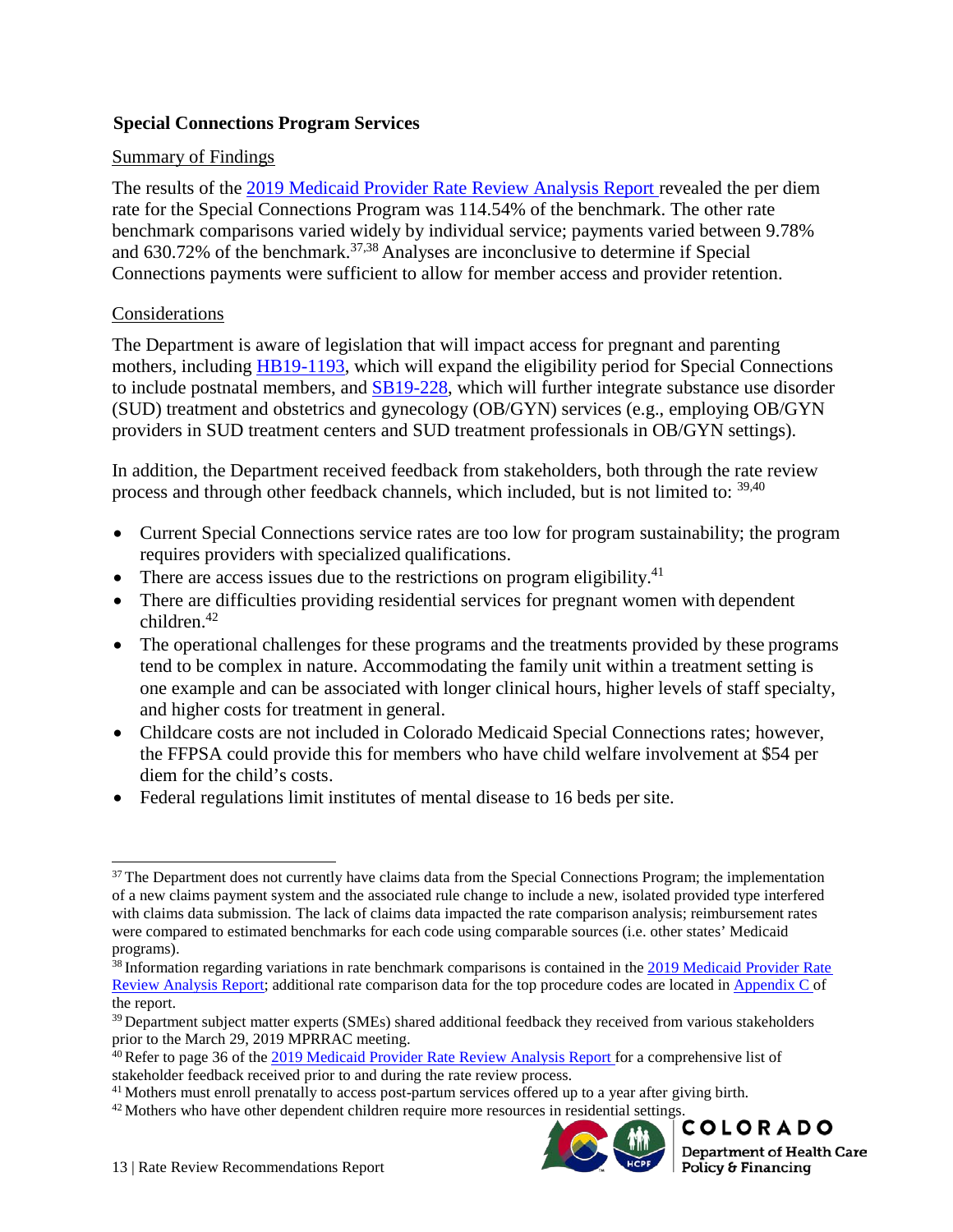## Special Connections Program Services

### Summary of Findings

The results of the [2019 Medicaid Provider Rate Review Analysis Report](#) revealed the per diem rate for the Special Connections Program was 114.54% of the benchmark. The other rate benchmark comparisons varied widely by individual service; payments varied between 9.78% and 630.72% of the benchmark.[37,38] Analyses are inconclusive to determine if Special Connections payments were sufficient to allow for member access and provider retention.

### Considerations

The Department is aware of legislation that will impact access for pregnant and parenting mothers, including [HB19-1193](#), which will expand the eligibility period for Special Connections to include postnatal members, and [SB19-228](#), which will further integrate substance use disorder (SUD) treatment and obstetrics and gynecology (OB/GYN) services (e.g., employing OB/GYN providers in SUD treatment centers and SUD treatment professionals in OB/GYN settings).

In addition, the Department received feedback from stakeholders, both through the rate review process and through other feedback channels, which included, but is not limited to: [39,40]

- Current Special Connections service rates are too low for program sustainability; the program requires providers with specialized qualifications.
- There are access issues due to the restrictions on program eligibility.[41]
- There are difficulties providing residential services for pregnant women with dependent children.[42]
- The operational challenges for these programs and the treatments provided by these programs tend to be complex in nature. Accommodating the family unit within a treatment setting is one example and can be associated with longer clinical hours, higher levels of staff specialty, and higher costs for treatment in general.
- Childcare costs are not included in Colorado Medicaid Special Connections rates; however, the FFPSA could provide this for members who have child welfare involvement at $54 per diem for the child's costs.
- Federal regulations limit institutes of mental disease to 16 beds per site.

---

[37] The Department does not currently have claims data from the Special Connections Program; the implementation of a new claims payment system and the associated rule change to include a new, isolated provided type interfered with claims data submission. The lack of claims data impacted the rate comparison analysis; reimbursement rates were compared to estimated benchmarks for each code using comparable sources (i.e. other states' Medicaid programs).

[38] Information regarding variations in rate benchmark comparisons is contained in the [2019 Medicaid Provider Rate Review Analysis Report](#); additional rate comparison data for the top procedure codes are located in [Appendix C](#) of the report.

[39] Department subject matter experts (SMEs) shared additional feedback they received from various stakeholders prior to the March 29, 2019 MPRRAC meeting.

[40] Refer to page 36 of the [2019 Medicaid Provider Rate Review Analysis Report](#) for a comprehensive list of stakeholder feedback received prior to and during the rate review process.

[41] Mothers must enroll prenatally to access post-partum services offered up to a year after giving birth.

[42] Mothers who have other dependent children require more resources in residential settings.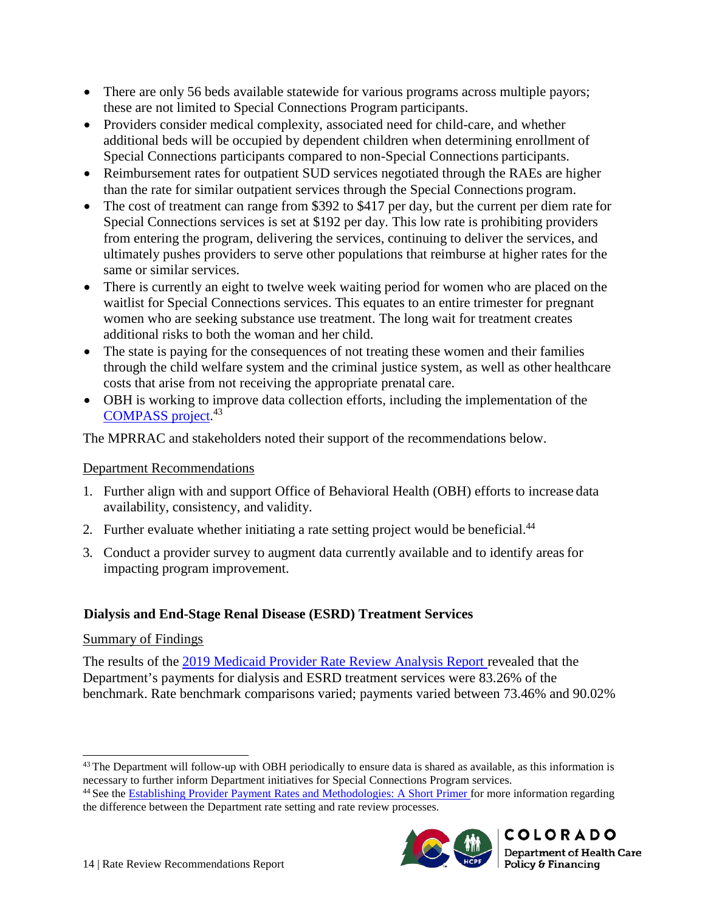- There are only 56 beds available statewide for various programs across multiple payors; these are not limited to Special Connections Program participants.
- Providers consider medical complexity, associated need for child-care, and whether additional beds will be occupied by dependent children when determining enrollment of Special Connections participants compared to non-Special Connections participants.
- Reimbursement rates for outpatient SUD services negotiated through the RAEs are higher than the rate for similar outpatient services through the Special Connections program.
- The cost of treatment can range from $392 to $417 per day, but the current per diem rate for Special Connections services is set at $192 per day. This low rate is prohibiting providers from entering the program, delivering the services, continuing to deliver the services, and ultimately pushes providers to serve other populations that reimburse at higher rates for the same or similar services.
- There is currently an eight to twelve week waiting period for women who are placed on the waitlist for Special Connections services. This equates to an entire trimester for pregnant women who are seeking substance use treatment. The long wait for treatment creates additional risks to both the woman and her child.
- The state is paying for the consequences of not treating these women and their families through the child welfare system and the criminal justice system, as well as other healthcare costs that arise from not receiving the appropriate prenatal care.
- OBH is working to improve data collection efforts, including the implementation of the COMPASS project.[43]

The MPRRAC and stakeholders noted their support of the recommendations below.

Department Recommendations

1. Further align with and support Office of Behavioral Health (OBH) efforts to increase data availability, consistency, and validity.
2. Further evaluate whether initiating a rate setting project would be beneficial.[44]
3. Conduct a provider survey to augment data currently available and to identify areas for impacting program improvement.

### Dialysis and End-Stage Renal Disease (ESRD) Treatment Services

Summary of Findings

The results of the 2019 Medicaid Provider Rate Review Analysis Report revealed that the Department's payments for dialysis and ESRD treatment services were 83.26% of the benchmark. Rate benchmark comparisons varied; payments varied between 73.46% and 90.02%

---

[43] The Department will follow-up with OBH periodically to ensure data is shared as available, as this information is necessary to further inform Department initiatives for Special Connections Program services.

[44] See the Establishing Provider Payment Rates and Methodologies: A Short Primer for more information regarding the difference between the Department rate setting and rate review processes.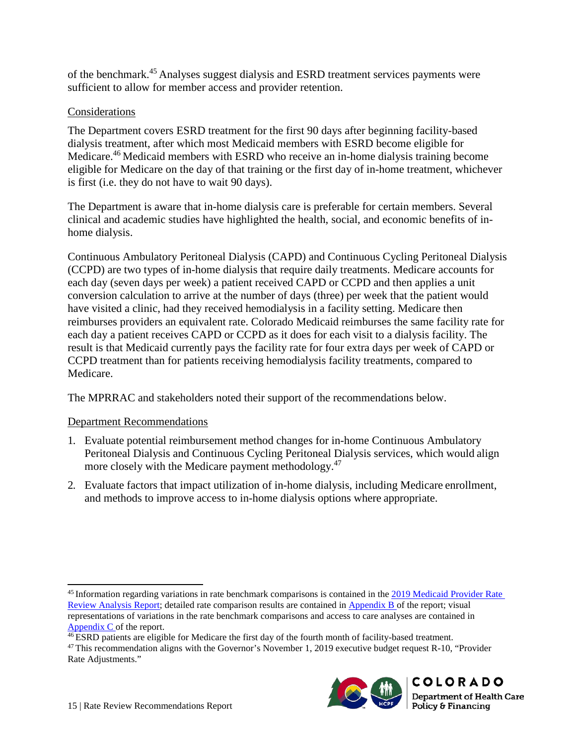of the benchmark.[45] Analyses suggest dialysis and ESRD treatment services payments were sufficient to allow for member access and provider retention.

### Considerations

The Department covers ESRD treatment for the first 90 days after beginning facility-based dialysis treatment, after which most Medicaid members with ESRD become eligible for Medicare.[46] Medicaid members with ESRD who receive an in-home dialysis training become eligible for Medicare on the day of that training or the first day of in-home treatment, whichever is first (i.e. they do not have to wait 90 days).

The Department is aware that in-home dialysis care is preferable for certain members. Several clinical and academic studies have highlighted the health, social, and economic benefits of in-home dialysis.

Continuous Ambulatory Peritoneal Dialysis (CAPD) and Continuous Cycling Peritoneal Dialysis (CCPD) are two types of in-home dialysis that require daily treatments. Medicare accounts for each day (seven days per week) a patient received CAPD or CCPD and then applies a unit conversion calculation to arrive at the number of days (three) per week that the patient would have visited a clinic, had they received hemodialysis in a facility setting. Medicare then reimburses providers an equivalent rate. Colorado Medicaid reimburses the same facility rate for each day a patient receives CAPD or CCPD as it does for each visit to a dialysis facility. The result is that Medicaid currently pays the facility rate for four extra days per week of CAPD or CCPD treatment than for patients receiving hemodialysis facility treatments, compared to Medicare.

The MPRRAC and stakeholders noted their support of the recommendations below.

### Department Recommendations

1. Evaluate potential reimbursement method changes for in-home Continuous Ambulatory Peritoneal Dialysis and Continuous Cycling Peritoneal Dialysis services, which would align more closely with the Medicare payment methodology.[47]
2. Evaluate factors that impact utilization of in-home dialysis, including Medicare enrollment, and methods to improve access to in-home dialysis options where appropriate.

---

[45] Information regarding variations in rate benchmark comparisons is contained in the 2019 Medicaid Provider Rate Review Analysis Report; detailed rate comparison results are contained in Appendix B of the report; visual representations of variations in the rate benchmark comparisons and access to care analyses are contained in Appendix C of the report.

[46] ESRD patients are eligible for Medicare the first day of the fourth month of facility-based treatment.

[47] This recommendation aligns with the Governor's November 1, 2019 executive budget request R-10, "Provider Rate Adjustments."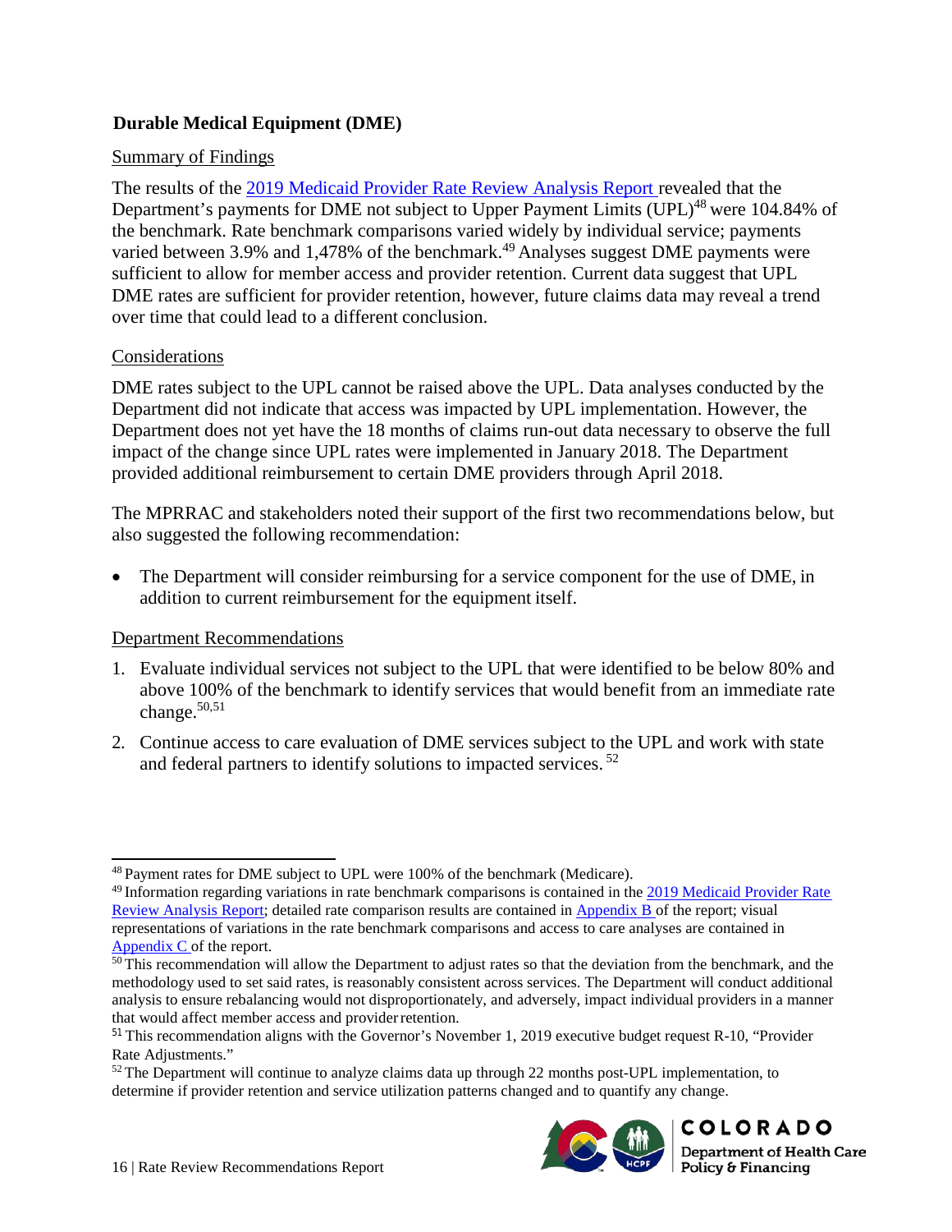## Durable Medical Equipment (DME)

### Summary of Findings

The results of the 2019 Medicaid Provider Rate Review Analysis Report revealed that the Department's payments for DME not subject to Upper Payment Limits (UPL)[48] were 104.84% of the benchmark. Rate benchmark comparisons varied widely by individual service; payments varied between 3.9% and 1,478% of the benchmark.[49] Analyses suggest DME payments were sufficient to allow for member access and provider retention. Current data suggest that UPL DME rates are sufficient for provider retention, however, future claims data may reveal a trend over time that could lead to a different conclusion.

### Considerations

DME rates subject to the UPL cannot be raised above the UPL. Data analyses conducted by the Department did not indicate that access was impacted by UPL implementation. However, the Department does not yet have the 18 months of claims run-out data necessary to observe the full impact of the change since UPL rates were implemented in January 2018. The Department provided additional reimbursement to certain DME providers through April 2018.

The MPRRAC and stakeholders noted their support of the first two recommendations below, but also suggested the following recommendation:

- The Department will consider reimbursing for a service component for the use of DME, in addition to current reimbursement for the equipment itself.

### Department Recommendations

1. Evaluate individual services not subject to the UPL that were identified to be below 80% and above 100% of the benchmark to identify services that would benefit from an immediate rate change.[50,51]
2. Continue access to care evaluation of DME services subject to the UPL and work with state and federal partners to identify solutions to impacted services.[52]

---

[48] Payment rates for DME subject to UPL were 100% of the benchmark (Medicare).

[49] Information regarding variations in rate benchmark comparisons is contained in the 2019 Medicaid Provider Rate Review Analysis Report; detailed rate comparison results are contained in Appendix B of the report; visual representations of variations in the rate benchmark comparisons and access to care analyses are contained in Appendix C of the report.

[50] This recommendation will allow the Department to adjust rates so that the deviation from the benchmark, and the methodology used to set said rates, is reasonably consistent across services. The Department will conduct additional analysis to ensure rebalancing would not disproportionately, and adversely, impact individual providers in a manner that would affect member access and provider retention.

[51] This recommendation aligns with the Governor's November 1, 2019 executive budget request R-10, "Provider Rate Adjustments."

[52] The Department will continue to analyze claims data up through 22 months post-UPL implementation, to determine if provider retention and service utilization patterns changed and to quantify any change.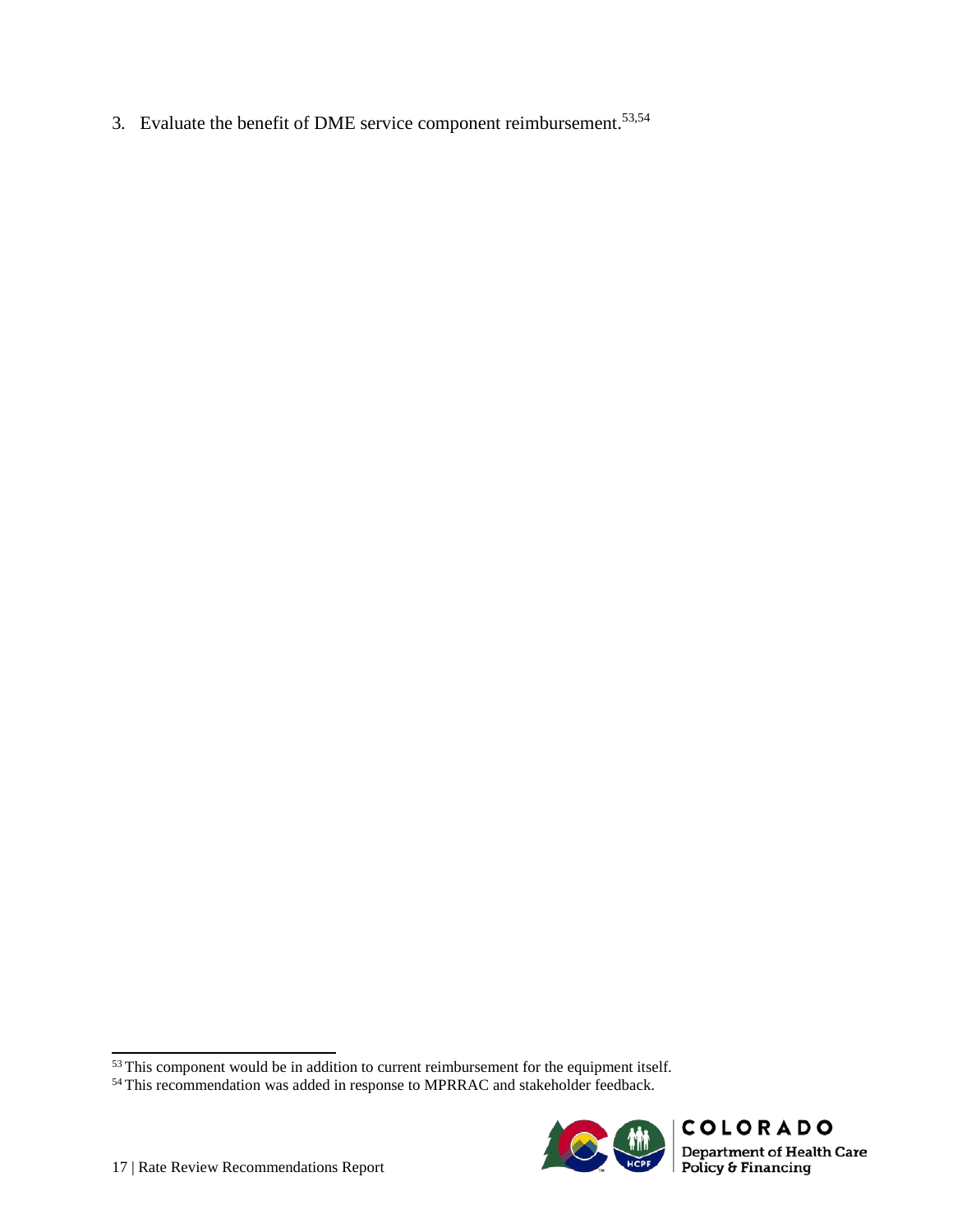3. Evaluate the benefit of DME service component reimbursement.[53,54]

[53] This component would be in addition to current reimbursement for the equipment itself.

[54] This recommendation was added in response to MPRRAC and stakeholder feedback.